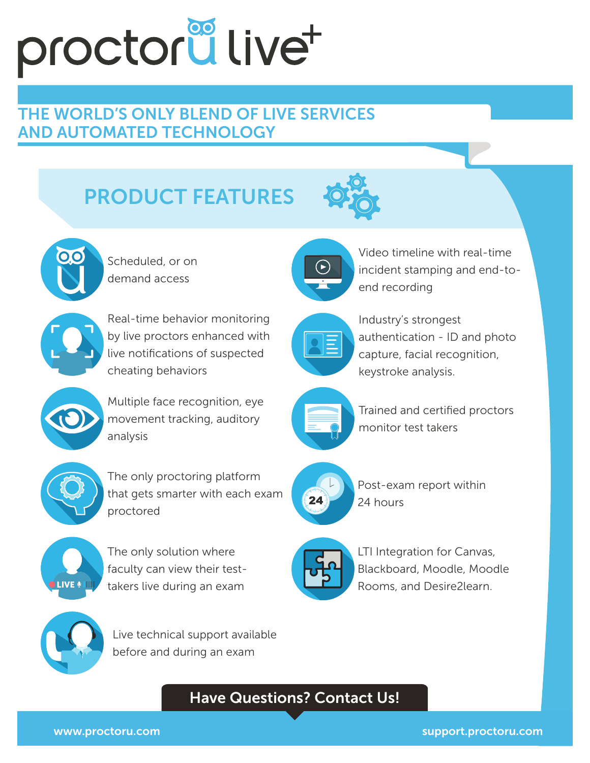# proctorU live+

## THE WORLD'S ONLY BLEND OF LIVE SERVICES AND AUTOMATED TECHNOLOGY

## PRODUCT FEATURES

- Scheduled, or on demand access
- Real-time behavior monitoring by live proctors enhanced with live notifications of suspected cheating behaviors
- Multiple face recognition, eye movement tracking, auditory analysis
- The only proctoring platform that gets smarter with each exam proctored
- The only solution where faculty can view their test-takers live during an exam
- Live technical support available before and during an exam
- Video timeline with real-time incident stamping and end-to-end recording
- Industry's strongest authentication - ID and photo capture, facial recognition, keystroke analysis.
- Trained and certified proctors monitor test takers
- Post-exam report within 24 hours
- LTI Integration for Canvas, Blackboard, Moodle, Moodle Rooms, and Desire2learn.

**Have Questions? Contact Us!**

www.proctoru.com

support.proctoru.com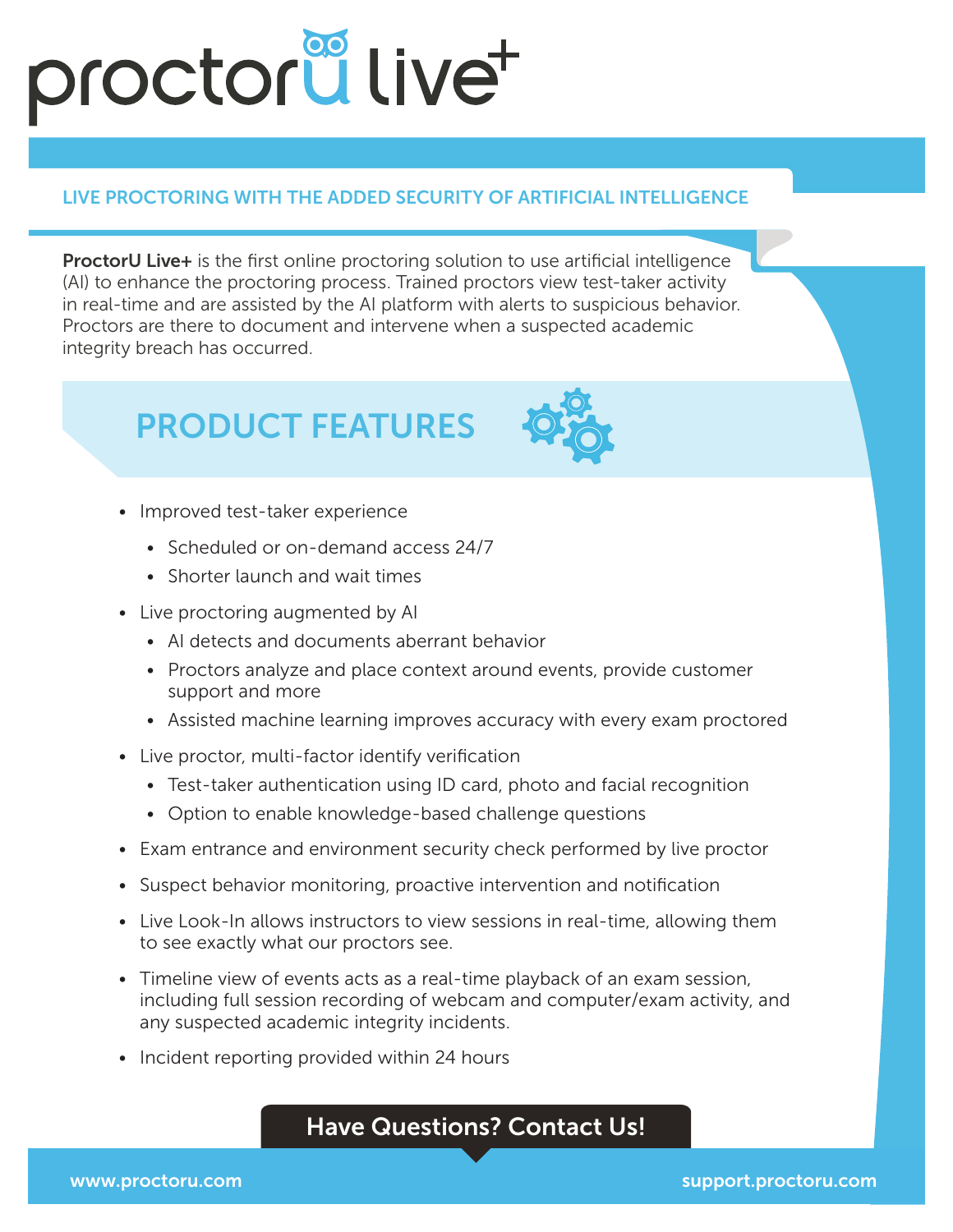# proctorU live+

## LIVE PROCTORING WITH THE ADDED SECURITY OF ARTIFICIAL INTELLIGENCE

**ProctorU Live+** is the first online proctoring solution to use artificial intelligence (AI) to enhance the proctoring process. Trained proctors view test-taker activity in real-time and are assisted by the AI platform with alerts to suspicious behavior. Proctors are there to document and intervene when a suspected academic integrity breach has occurred.

## PRODUCT FEATURES

- Improved test-taker experience
  - Scheduled or on-demand access 24/7
  - Shorter launch and wait times
- Live proctoring augmented by AI
  - AI detects and documents aberrant behavior
  - Proctors analyze and place context around events, provide customer support and more
  - Assisted machine learning improves accuracy with every exam proctored
- Live proctor, multi-factor identify verification
  - Test-taker authentication using ID card, photo and facial recognition
  - Option to enable knowledge-based challenge questions
- Exam entrance and environment security check performed by live proctor
- Suspect behavior monitoring, proactive intervention and notification
- Live Look-In allows instructors to view sessions in real-time, allowing them to see exactly what our proctors see.
- Timeline view of events acts as a real-time playback of an exam session, including full session recording of webcam and computer/exam activity, and any suspected academic integrity incidents.
- Incident reporting provided within 24 hours

**Have Questions? Contact Us!**

**www.proctoru.com** **support.proctoru.com**